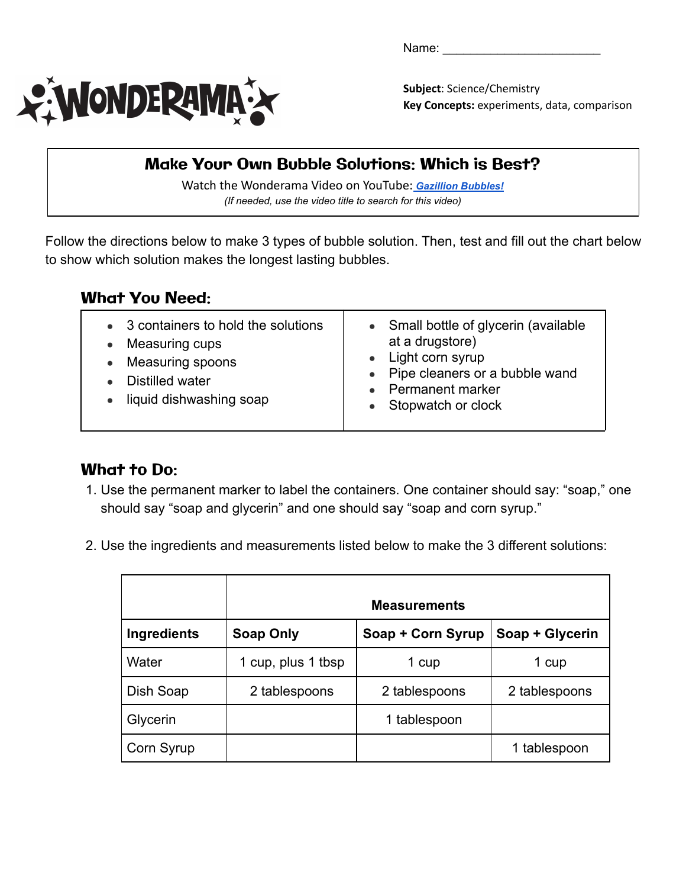Name: ________________________

WONDERAMA

**Subject**: Science/Chemistry
**Key Concepts:** experiments, data, comparison

## Make Your Own Bubble Solutions: Which is Best?

Watch the Wonderama Video on YouTube: ***Gazillion Bubbles!***

*(If needed, use the video title to search for this video)*

Follow the directions below to make 3 types of bubble solution. Then, test and fill out the chart below to show which solution makes the longest lasting bubbles.

### What You Need:

- 3 containers to hold the solutions
- Measuring cups
- Measuring spoons
- Distilled water
- liquid dishwashing soap
- Small bottle of glycerin (available at a drugstore)
- Light corn syrup
- Pipe cleaners or a bubble wand
- Permanent marker
- Stopwatch or clock

### What to Do:

1. Use the permanent marker to label the containers. One container should say: "soap," one should say "soap and glycerin" and one should say "soap and corn syrup."

2. Use the ingredients and measurements listed below to make the 3 different solutions:

| | **Measurements** | | |
|---|---|---|---|
| **Ingredients** | **Soap Only** | **Soap + Corn Syrup** | **Soap + Glycerin** |
| Water | 1 cup, plus 1 tbsp | 1 cup | 1 cup |
| Dish Soap | 2 tablespoons | 2 tablespoons | 2 tablespoons |
| Glycerin | | 1 tablespoon | |
| Corn Syrup | | | 1 tablespoon |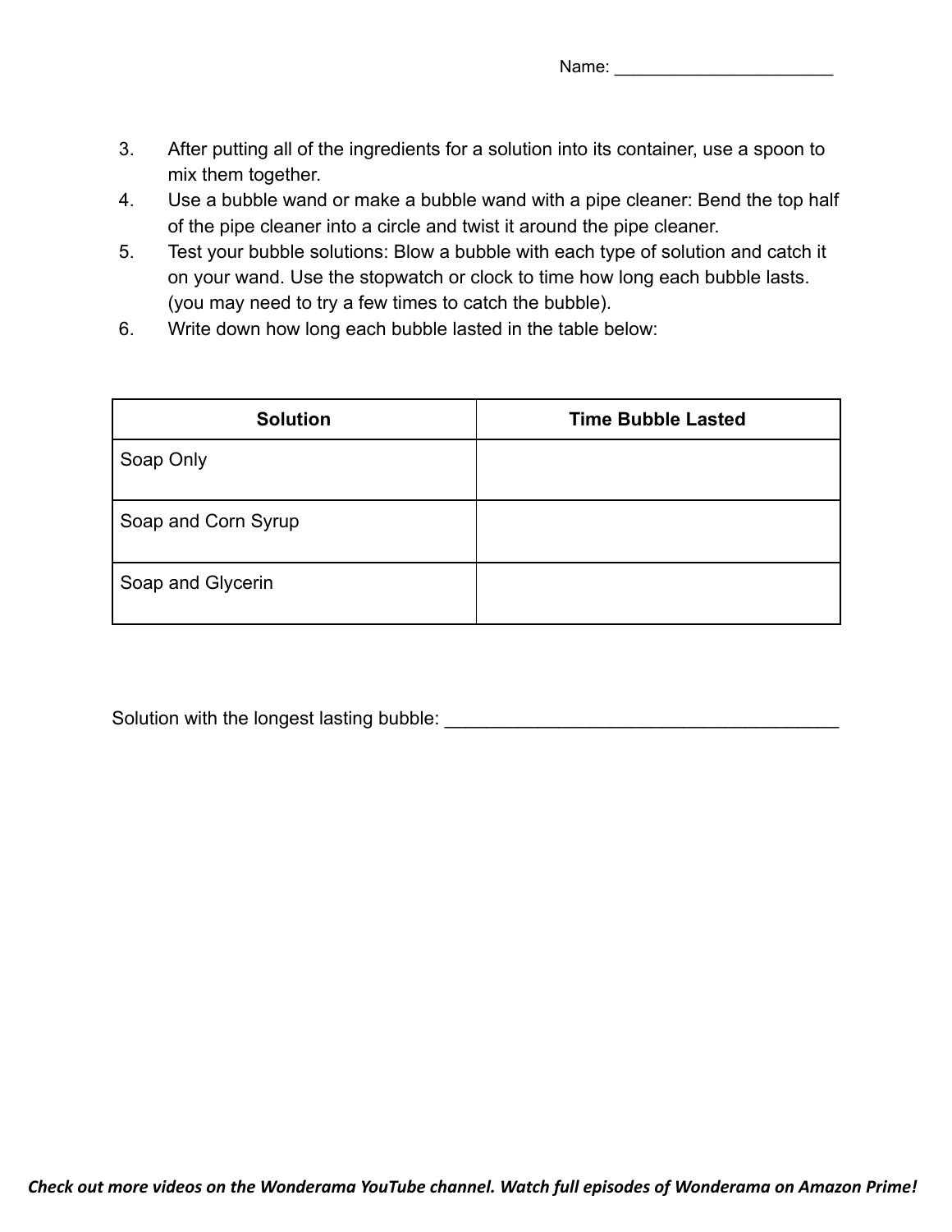Name: _______________________

3. After putting all of the ingredients for a solution into its container, use a spoon to mix them together.
4. Use a bubble wand or make a bubble wand with a pipe cleaner: Bend the top half of the pipe cleaner into a circle and twist it around the pipe cleaner.
5. Test your bubble solutions: Blow a bubble with each type of solution and catch it on your wand. Use the stopwatch or clock to time how long each bubble lasts. (you may need to try a few times to catch the bubble).
6. Write down how long each bubble lasted in the table below:

| **Solution** | **Time Bubble Lasted** |
|---|---|
| Soap Only | |
| Soap and Corn Syrup | |
| Soap and Glycerin | |

Solution with the longest lasting bubble: ______________________________________

***Check out more videos on the Wonderama YouTube channel. Watch full episodes of Wonderama on Amazon Prime!***